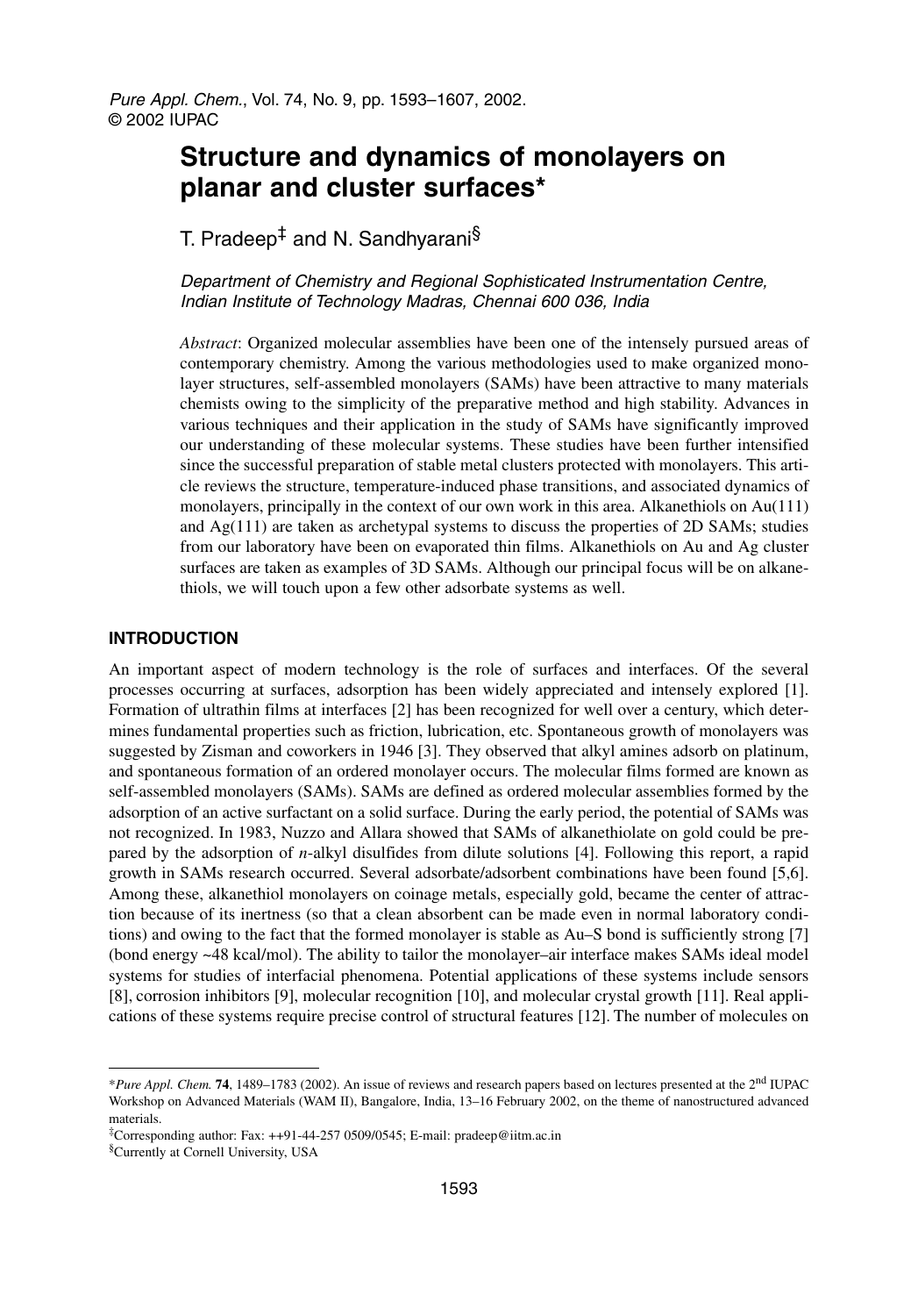# Structure and dynamics of monolayers on planar and cluster surfaces*

T. Pradeep‡ and N. Sandhyarani§

*Department of Chemistry and Regional Sophisticated Instrumentation Centre, Indian Institute of Technology Madras, Chennai 600 036, India*

*Abstract*: Organized molecular assemblies have been one of the intensely pursued areas of contemporary chemistry. Among the various methodologies used to make organized monolayer structures, self-assembled monolayers (SAMs) have been attractive to many materials chemists owing to the simplicity of the preparative method and high stability. Advances in various techniques and their application in the study of SAMs have significantly improved our understanding of these molecular systems. These studies have been further intensified since the successful preparation of stable metal clusters protected with monolayers. This article reviews the structure, temperature-induced phase transitions, and associated dynamics of monolayers, principally in the context of our own work in this area. Alkanethiols on Au(111) and Ag(111) are taken as archetypal systems to discuss the properties of 2D SAMs; studies from our laboratory have been on evaporated thin films. Alkanethiols on Au and Ag cluster surfaces are taken as examples of 3D SAMs. Although our principal focus will be on alkanethiols, we will touch upon a few other adsorbate systems as well.

## INTRODUCTION

An important aspect of modern technology is the role of surfaces and interfaces. Of the several processes occurring at surfaces, adsorption has been widely appreciated and intensely explored [1]. Formation of ultrathin films at interfaces [2] has been recognized for well over a century, which determines fundamental properties such as friction, lubrication, etc. Spontaneous growth of monolayers was suggested by Zisman and coworkers in 1946 [3]. They observed that alkyl amines adsorb on platinum, and spontaneous formation of an ordered monolayer occurs. The molecular films formed are known as self-assembled monolayers (SAMs). SAMs are defined as ordered molecular assemblies formed by the adsorption of an active surfactant on a solid surface. During the early period, the potential of SAMs was not recognized. In 1983, Nuzzo and Allara showed that SAMs of alkanethiolate on gold could be prepared by the adsorption of *n*-alkyl disulfides from dilute solutions [4]. Following this report, a rapid growth in SAMs research occurred. Several adsorbate/adsorbent combinations have been found [5,6]. Among these, alkanethiol monolayers on coinage metals, especially gold, became the center of attraction because of its inertness (so that a clean absorbent can be made even in normal laboratory conditions) and owing to the fact that the formed monolayer is stable as Au–S bond is sufficiently strong [7] (bond energy ~48 kcal/mol). The ability to tailor the monolayer–air interface makes SAMs ideal model systems for studies of interfacial phenomena. Potential applications of these systems include sensors [8], corrosion inhibitors [9], molecular recognition [10], and molecular crystal growth [11]. Real applications of these systems require precise control of structural features [12]. The number of molecules on

---

**Pure Appl. Chem.* **74**, 1489–1783 (2002). An issue of reviews and research papers based on lectures presented at the 2nd IUPAC Workshop on Advanced Materials (WAM II), Bangalore, India, 13–16 February 2002, on the theme of nanostructured advanced materials.

‡Corresponding author: Fax: ++91-44-257 0509/0545; E-mail: pradeep@iitm.ac.in

§Currently at Cornell University, USA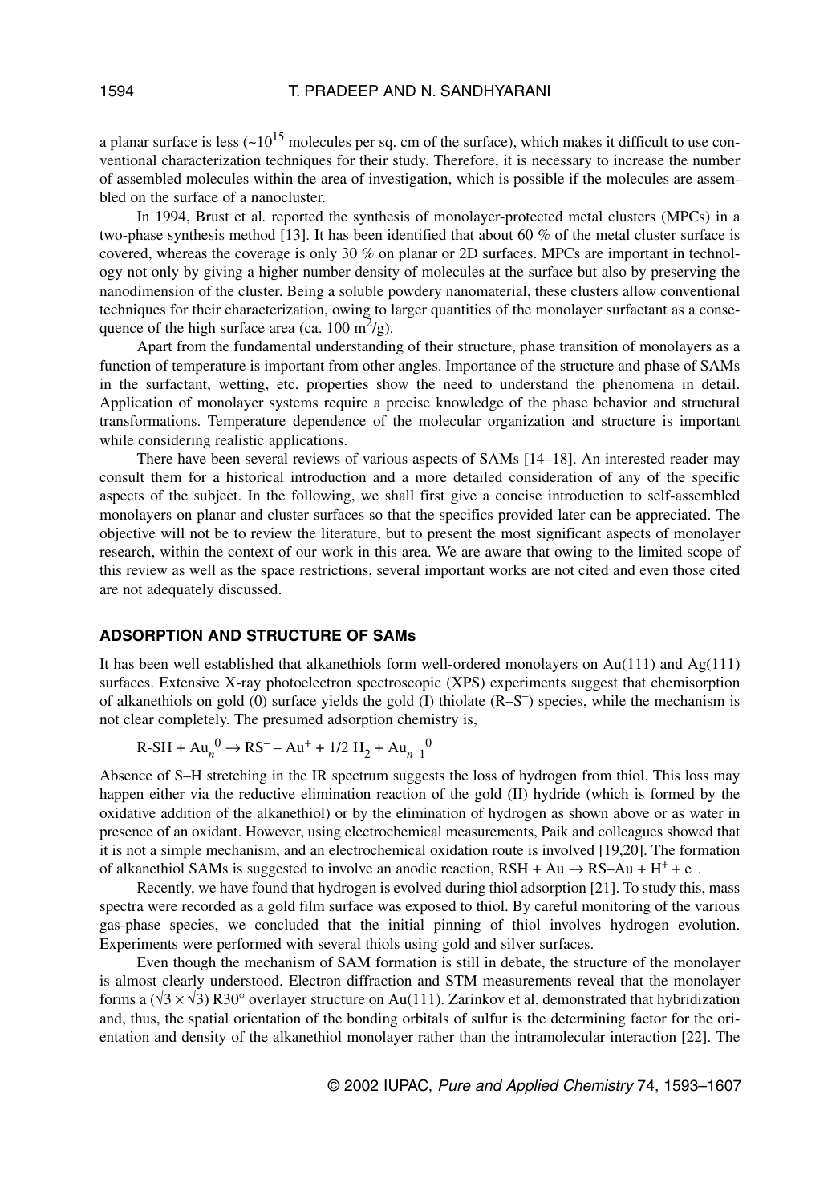a planar surface is less (~$10^{15}$ molecules per sq. cm of the surface), which makes it difficult to use conventional characterization techniques for their study. Therefore, it is necessary to increase the number of assembled molecules within the area of investigation, which is possible if the molecules are assembled on the surface of a nanocluster.

In 1994, Brust et al. reported the synthesis of monolayer-protected metal clusters (MPCs) in a two-phase synthesis method [13]. It has been identified that about 60 % of the metal cluster surface is covered, whereas the coverage is only 30 % on planar or 2D surfaces. MPCs are important in technology not only by giving a higher number density of molecules at the surface but also by preserving the nanodimension of the cluster. Being a soluble powdery nanomaterial, these clusters allow conventional techniques for their characterization, owing to larger quantities of the monolayer surfactant as a consequence of the high surface area (ca. 100 $m^2/g$).

Apart from the fundamental understanding of their structure, phase transition of monolayers as a function of temperature is important from other angles. Importance of the structure and phase of SAMs in the surfactant, wetting, etc. properties show the need to understand the phenomena in detail. Application of monolayer systems require a precise knowledge of the phase behavior and structural transformations. Temperature dependence of the molecular organization and structure is important while considering realistic applications.

There have been several reviews of various aspects of SAMs [14–18]. An interested reader may consult them for a historical introduction and a more detailed consideration of any of the specific aspects of the subject. In the following, we shall first give a concise introduction to self-assembled monolayers on planar and cluster surfaces so that the specifics provided later can be appreciated. The objective will not be to review the literature, but to present the most significant aspects of monolayer research, within the context of our work in this area. We are aware that owing to the limited scope of this review as well as the space restrictions, several important works are not cited and even those cited are not adequately discussed.

## ADSORPTION AND STRUCTURE OF SAMs

It has been well established that alkanethiols form well-ordered monolayers on Au(111) and Ag(111) surfaces. Extensive X-ray photoelectron spectroscopic (XPS) experiments suggest that chemisorption of alkanethiols on gold (0) surface yields the gold (I) thiolate ($R–S^-$) species, while the mechanism is not clear completely. The presumed adsorption chemistry is,

$$\text{R-SH} + \text{Au}_n^{\,0} \rightarrow \text{RS}^- - \text{Au}^+ + 1/2\ \text{H}_2 + \text{Au}_{n-1}^{\,0}$$

Absence of S–H stretching in the IR spectrum suggests the loss of hydrogen from thiol. This loss may happen either via the reductive elimination reaction of the gold (II) hydride (which is formed by the oxidative addition of the alkanethiol) or by the elimination of hydrogen as shown above or as water in presence of an oxidant. However, using electrochemical measurements, Paik and colleagues showed that it is not a simple mechanism, and an electrochemical oxidation route is involved [19,20]. The formation of alkanethiol SAMs is suggested to involve an anodic reaction, $RSH + Au \rightarrow RS–Au + H^+ + e^-$.

Recently, we have found that hydrogen is evolved during thiol adsorption [21]. To study this, mass spectra were recorded as a gold film surface was exposed to thiol. By careful monitoring of the various gas-phase species, we concluded that the initial pinning of thiol involves hydrogen evolution. Experiments were performed with several thiols using gold and silver surfaces.

Even though the mechanism of SAM formation is still in debate, the structure of the monolayer is almost clearly understood. Electron diffraction and STM measurements reveal that the monolayer forms a $(\sqrt{3} \times \sqrt{3})$ R30° overlayer structure on Au(111). Zarinkov et al. demonstrated that hybridization and, thus, the spatial orientation of the bonding orbitals of sulfur is the determining factor for the orientation and density of the alkanethiol monolayer rather than the intramolecular interaction [22]. The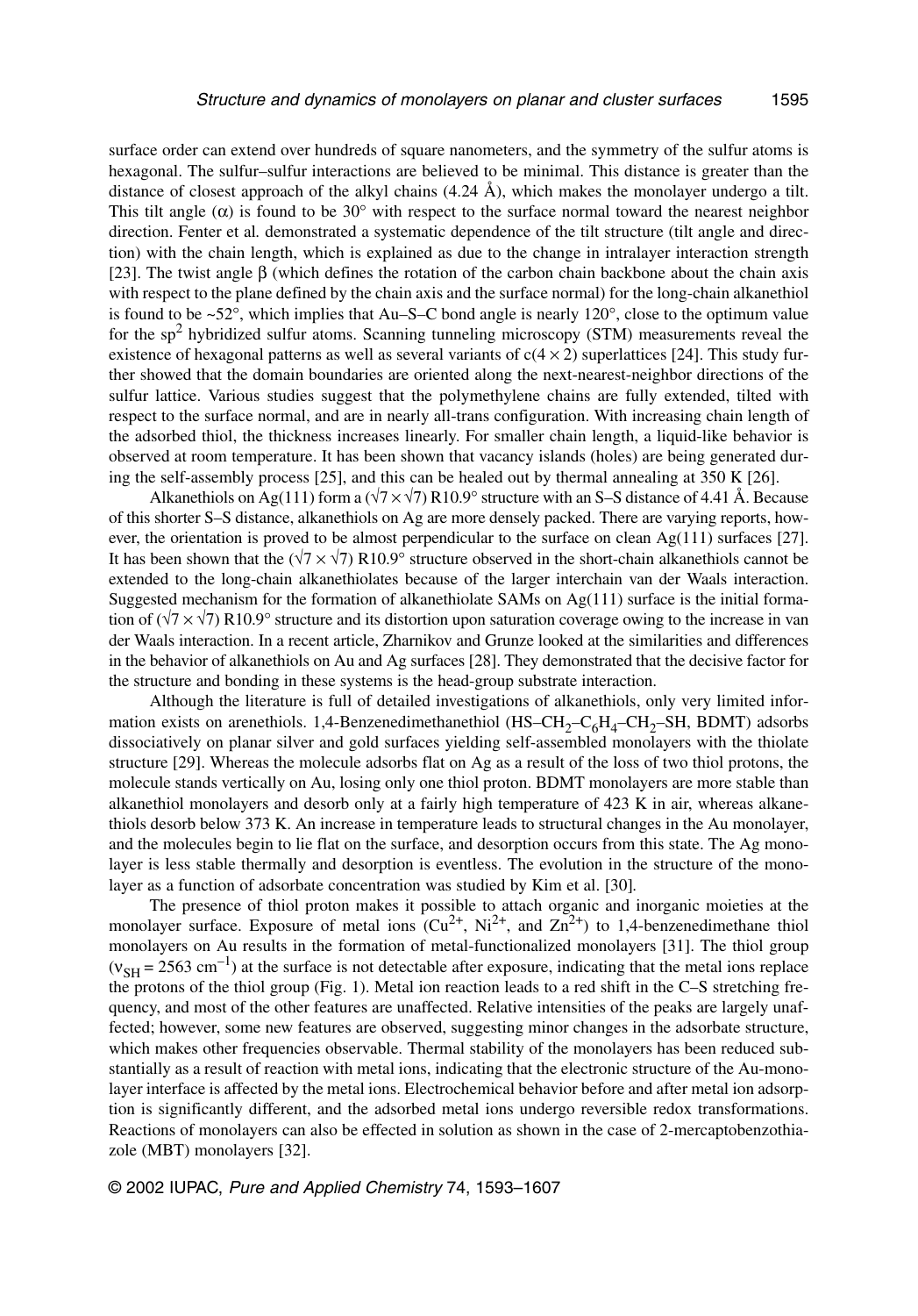surface order can extend over hundreds of square nanometers, and the symmetry of the sulfur atoms is hexagonal. The sulfur–sulfur interactions are believed to be minimal. This distance is greater than the distance of closest approach of the alkyl chains (4.24 Å), which makes the monolayer undergo a tilt. This tilt angle ($\alpha$) is found to be 30° with respect to the surface normal toward the nearest neighbor direction. Fenter et al. demonstrated a systematic dependence of the tilt structure (tilt angle and direction) with the chain length, which is explained as due to the change in intralayer interaction strength [23]. The twist angle $\beta$ (which defines the rotation of the carbon chain backbone about the chain axis with respect to the plane defined by the chain axis and the surface normal) for the long-chain alkanethiol is found to be ~52°, which implies that Au–S–C bond angle is nearly 120°, close to the optimum value for the $sp^2$ hybridized sulfur atoms. Scanning tunneling microscopy (STM) measurements reveal the existence of hexagonal patterns as well as several variants of $c(4 \times 2)$ superlattices [24]. This study further showed that the domain boundaries are oriented along the next-nearest-neighbor directions of the sulfur lattice. Various studies suggest that the polymethylene chains are fully extended, tilted with respect to the surface normal, and are in nearly all-trans configuration. With increasing chain length of the adsorbed thiol, the thickness increases linearly. For smaller chain length, a liquid-like behavior is observed at room temperature. It has been shown that vacancy islands (holes) are being generated during the self-assembly process [25], and this can be healed out by thermal annealing at 350 K [26].

Alkanethiols on Ag(111) form a $(\sqrt{7} \times \sqrt{7})$ R10.9° structure with an S–S distance of 4.41 Å. Because of this shorter S–S distance, alkanethiols on Ag are more densely packed. There are varying reports, however, the orientation is proved to be almost perpendicular to the surface on clean Ag(111) surfaces [27]. It has been shown that the $(\sqrt{7} \times \sqrt{7})$ R10.9° structure observed in the short-chain alkanethiols cannot be extended to the long-chain alkanethiolates because of the larger interchain van der Waals interaction. Suggested mechanism for the formation of alkanethiolate SAMs on Ag(111) surface is the initial formation of $(\sqrt{7} \times \sqrt{7})$ R10.9° structure and its distortion upon saturation coverage owing to the increase in van der Waals interaction. In a recent article, Zharnikov and Grunze looked at the similarities and differences in the behavior of alkanethiols on Au and Ag surfaces [28]. They demonstrated that the decisive factor for the structure and bonding in these systems is the head-group substrate interaction.

Although the literature is full of detailed investigations of alkanethiols, only very limited information exists on arenethiols. 1,4-Benzenedimethanethiol ($HS–CH_2–C_6H_4–CH_2–SH$, BDMT) adsorbs dissociatively on planar silver and gold surfaces yielding self-assembled monolayers with the thiolate structure [29]. Whereas the molecule adsorbs flat on Ag as a result of the loss of two thiol protons, the molecule stands vertically on Au, losing only one thiol proton. BDMT monolayers are more stable than alkanethiol monolayers and desorb only at a fairly high temperature of 423 K in air, whereas alkanethiols desorb below 373 K. An increase in temperature leads to structural changes in the Au monolayer, and the molecules begin to lie flat on the surface, and desorption occurs from this state. The Ag monolayer is less stable thermally and desorption is eventless. The evolution in the structure of the monolayer as a function of adsorbate concentration was studied by Kim et al. [30].

The presence of thiol proton makes it possible to attach organic and inorganic moieties at the monolayer surface. Exposure of metal ions ($Cu^{2+}$, $Ni^{2+}$, and $Zn^{2+}$) to 1,4-benzenedimethane thiol monolayers on Au results in the formation of metal-functionalized monolayers [31]. The thiol group ($\nu_{SH} = 2563$ cm$^{-1}$) at the surface is not detectable after exposure, indicating that the metal ions replace the protons of the thiol group (Fig. 1). Metal ion reaction leads to a red shift in the C–S stretching frequency, and most of the other features are unaffected. Relative intensities of the peaks are largely unaffected; however, some new features are observed, suggesting minor changes in the adsorbate structure, which makes other frequencies observable. Thermal stability of the monolayers has been reduced substantially as a result of reaction with metal ions, indicating that the electronic structure of the Au-monolayer interface is affected by the metal ions. Electrochemical behavior before and after metal ion adsorption is significantly different, and the adsorbed metal ions undergo reversible redox transformations. Reactions of monolayers can also be effected in solution as shown in the case of 2-mercaptobenzothiazole (MBT) monolayers [32].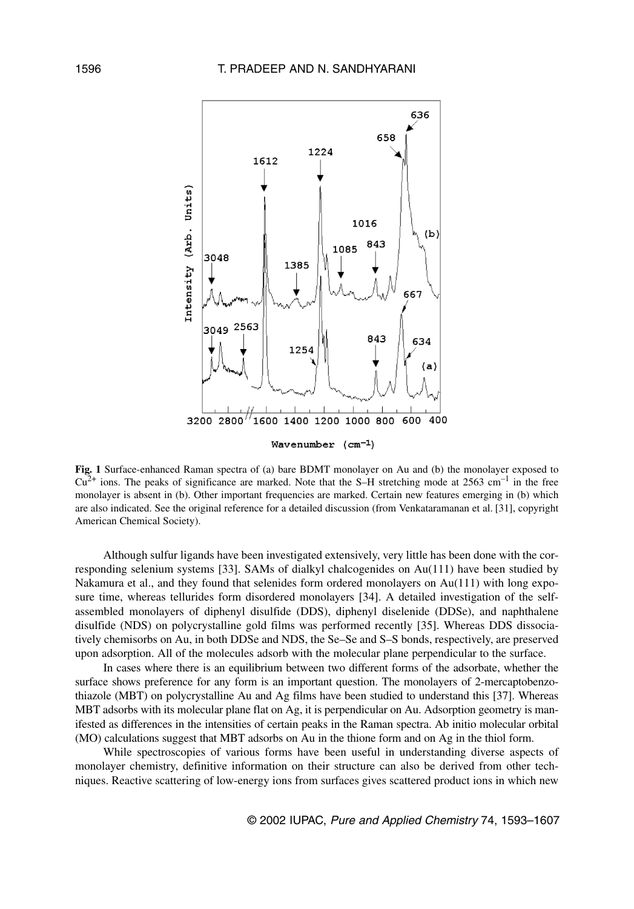**Fig. 1** Surface-enhanced Raman spectra of (a) bare BDMT monolayer on Au and (b) the monolayer exposed to $Cu^{2+}$ ions. The peaks of significance are marked. Note that the S–H stretching mode at 2563 $cm^{-1}$ in the free monolayer is absent in (b). Other important frequencies are marked. Certain new features emerging in (b) which are also indicated. See the original reference for a detailed discussion (from Venkataramanan et al. [31], copyright American Chemical Society).

Although sulfur ligands have been investigated extensively, very little has been done with the corresponding selenium systems [33]. SAMs of dialkyl chalcogenides on Au(111) have been studied by Nakamura et al., and they found that selenides form ordered monolayers on Au(111) with long exposure time, whereas tellurides form disordered monolayers [34]. A detailed investigation of the self-assembled monolayers of diphenyl disulfide (DDS), diphenyl diselenide (DDSe), and naphthalene disulfide (NDS) on polycrystalline gold films was performed recently [35]. Whereas DDS dissociatively chemisorbs on Au, in both DDSe and NDS, the Se–Se and S–S bonds, respectively, are preserved upon adsorption. All of the molecules adsorb with the molecular plane perpendicular to the surface.

In cases where there is an equilibrium between two different forms of the adsorbate, whether the surface shows preference for any form is an important question. The monolayers of 2-mercaptobenzothiazole (MBT) on polycrystalline Au and Ag films have been studied to understand this [37]. Whereas MBT adsorbs with its molecular plane flat on Ag, it is perpendicular on Au. Adsorption geometry is manifested as differences in the intensities of certain peaks in the Raman spectra. Ab initio molecular orbital (MO) calculations suggest that MBT adsorbs on Au in the thione form and on Ag in the thiol form.

While spectroscopies of various forms have been useful in understanding diverse aspects of monolayer chemistry, definitive information on their structure can also be derived from other techniques. Reactive scattering of low-energy ions from surfaces gives scattered product ions in which new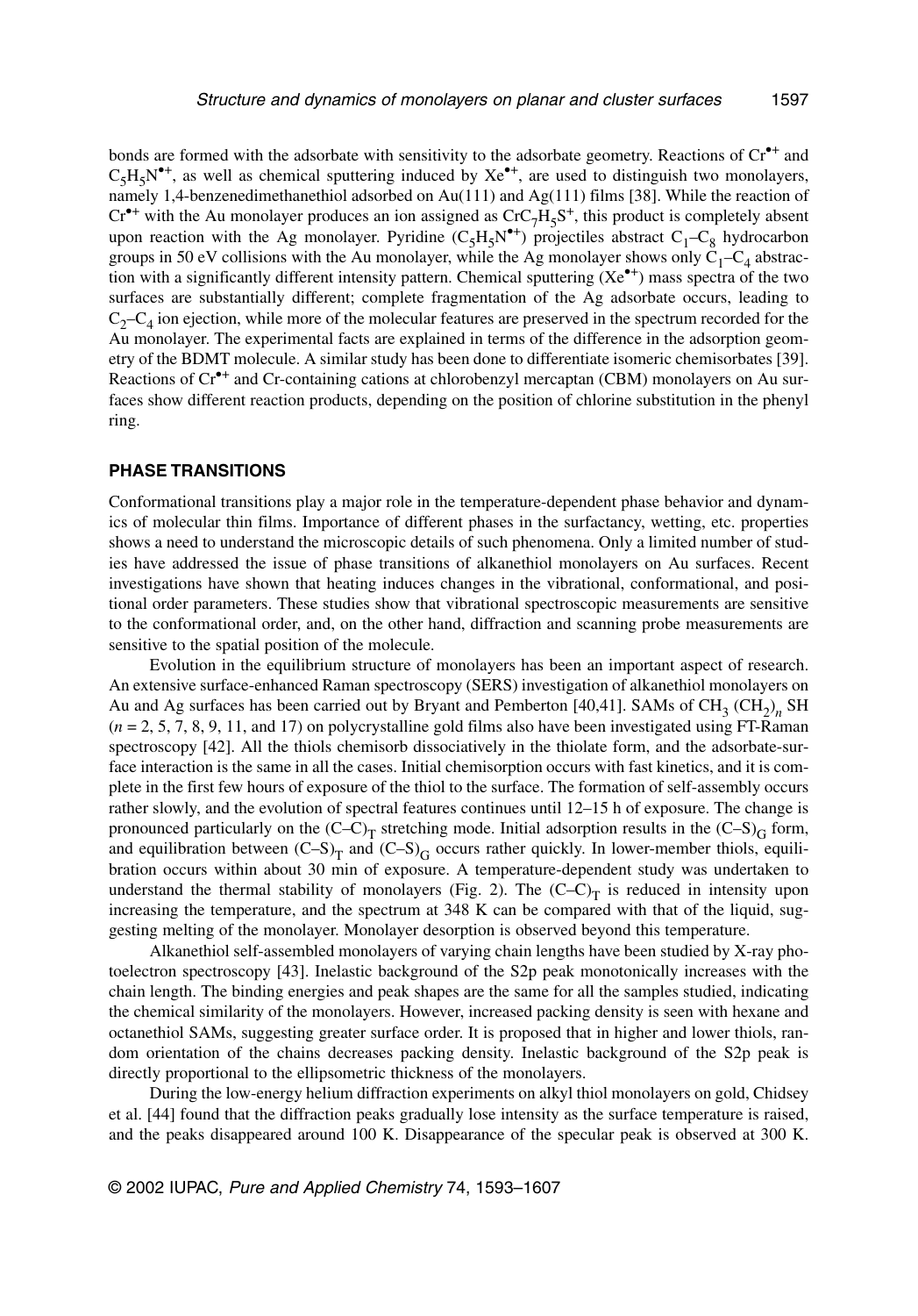bonds are formed with the adsorbate with sensitivity to the adsorbate geometry. Reactions of $Cr^{\bullet+}$ and $C_5H_5N^{\bullet+}$, as well as chemical sputtering induced by $Xe^{\bullet+}$, are used to distinguish two monolayers, namely 1,4-benzenedimethanethiol adsorbed on Au(111) and Ag(111) films [38]. While the reaction of $Cr^{\bullet+}$ with the Au monolayer produces an ion assigned as $CrC_7H_5S^+$, this product is completely absent upon reaction with the Ag monolayer. Pyridine ($C_5H_5N^{\bullet+}$) projectiles abstract $C_1$–$C_8$ hydrocarbon groups in 50 eV collisions with the Au monolayer, while the Ag monolayer shows only $C_1$–$C_4$ abstraction with a significantly different intensity pattern. Chemical sputtering ($Xe^{\bullet+}$) mass spectra of the two surfaces are substantially different; complete fragmentation of the Ag adsorbate occurs, leading to $C_2$–$C_4$ ion ejection, while more of the molecular features are preserved in the spectrum recorded for the Au monolayer. The experimental facts are explained in terms of the difference in the adsorption geometry of the BDMT molecule. A similar study has been done to differentiate isomeric chemisorbates [39]. Reactions of $Cr^{\bullet+}$ and Cr-containing cations at chlorobenzyl mercaptan (CBM) monolayers on Au surfaces show different reaction products, depending on the position of chlorine substitution in the phenyl ring.

## PHASE TRANSITIONS

Conformational transitions play a major role in the temperature-dependent phase behavior and dynamics of molecular thin films. Importance of different phases in the surfactancy, wetting, etc. properties shows a need to understand the microscopic details of such phenomena. Only a limited number of studies have addressed the issue of phase transitions of alkanethiol monolayers on Au surfaces. Recent investigations have shown that heating induces changes in the vibrational, conformational, and positional order parameters. These studies show that vibrational spectroscopic measurements are sensitive to the conformational order, and, on the other hand, diffraction and scanning probe measurements are sensitive to the spatial position of the molecule.

Evolution in the equilibrium structure of monolayers has been an important aspect of research. An extensive surface-enhanced Raman spectroscopy (SERS) investigation of alkanethiol monolayers on Au and Ag surfaces has been carried out by Bryant and Pemberton [40,41]. SAMs of $CH_3(CH_2)_nSH$ ($n$ = 2, 5, 7, 8, 9, 11, and 17) on polycrystalline gold films also have been investigated using FT-Raman spectroscopy [42]. All the thiols chemisorb dissociatively in the thiolate form, and the adsorbate-surface interaction is the same in all the cases. Initial chemisorption occurs with fast kinetics, and it is complete in the first few hours of exposure of the thiol to the surface. The formation of self-assembly occurs rather slowly, and the evolution of spectral features continues until 12–15 h of exposure. The change is pronounced particularly on the $(C–C)_T$ stretching mode. Initial adsorption results in the $(C–S)_G$ form, and equilibration between $(C–S)_T$ and $(C–S)_G$ occurs rather quickly. In lower-member thiols, equilibration occurs within about 30 min of exposure. A temperature-dependent study was undertaken to understand the thermal stability of monolayers (Fig. 2). The $(C–C)_T$ is reduced in intensity upon increasing the temperature, and the spectrum at 348 K can be compared with that of the liquid, suggesting melting of the monolayer. Monolayer desorption is observed beyond this temperature.

Alkanethiol self-assembled monolayers of varying chain lengths have been studied by X-ray photoelectron spectroscopy [43]. Inelastic background of the S2p peak monotonically increases with the chain length. The binding energies and peak shapes are the same for all the samples studied, indicating the chemical similarity of the monolayers. However, increased packing density is seen with hexane and octanethiol SAMs, suggesting greater surface order. It is proposed that in higher and lower thiols, random orientation of the chains decreases packing density. Inelastic background of the S2p peak is directly proportional to the ellipsometric thickness of the monolayers.

During the low-energy helium diffraction experiments on alkyl thiol monolayers on gold, Chidsey et al. [44] found that the diffraction peaks gradually lose intensity as the surface temperature is raised, and the peaks disappeared around 100 K. Disappearance of the specular peak is observed at 300 K.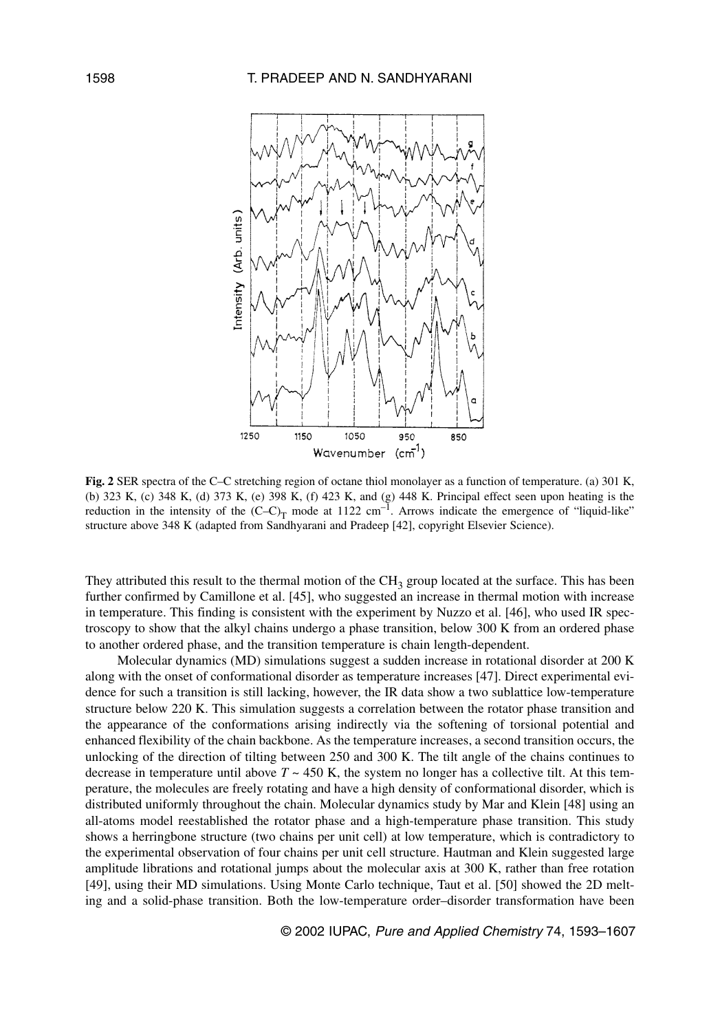**Fig. 2** SER spectra of the C–C stretching region of octane thiol monolayer as a function of temperature. (a) 301 K, (b) 323 K, (c) 348 K, (d) 373 K, (e) 398 K, (f) 423 K, and (g) 448 K. Principal effect seen upon heating is the reduction in the intensity of the $(C–C)_T$ mode at 1122 $cm^{-1}$. Arrows indicate the emergence of "liquid-like" structure above 348 K (adapted from Sandhyarani and Pradeep [42], copyright Elsevier Science).

They attributed this result to the thermal motion of the $CH_3$ group located at the surface. This has been further confirmed by Camillone et al. [45], who suggested an increase in thermal motion with increase in temperature. This finding is consistent with the experiment by Nuzzo et al. [46], who used IR spectroscopy to show that the alkyl chains undergo a phase transition, below 300 K from an ordered phase to another ordered phase, and the transition temperature is chain length-dependent.

Molecular dynamics (MD) simulations suggest a sudden increase in rotational disorder at 200 K along with the onset of conformational disorder as temperature increases [47]. Direct experimental evidence for such a transition is still lacking, however, the IR data show a two sublattice low-temperature structure below 220 K. This simulation suggests a correlation between the rotator phase transition and the appearance of the conformations arising indirectly via the softening of torsional potential and enhanced flexibility of the chain backbone. As the temperature increases, a second transition occurs, the unlocking of the direction of tilting between 250 and 300 K. The tilt angle of the chains continues to decrease in temperature until above $T \sim 450$ K, the system no longer has a collective tilt. At this temperature, the molecules are freely rotating and have a high density of conformational disorder, which is distributed uniformly throughout the chain. Molecular dynamics study by Mar and Klein [48] using an all-atoms model reestablished the rotator phase and a high-temperature phase transition. This study shows a herringbone structure (two chains per unit cell) at low temperature, which is contradictory to the experimental observation of four chains per unit cell structure. Hautman and Klein suggested large amplitude librations and rotational jumps about the molecular axis at 300 K, rather than free rotation [49], using their MD simulations. Using Monte Carlo technique, Taut et al. [50] showed the 2D melting and a solid-phase transition. Both the low-temperature order–disorder transformation have been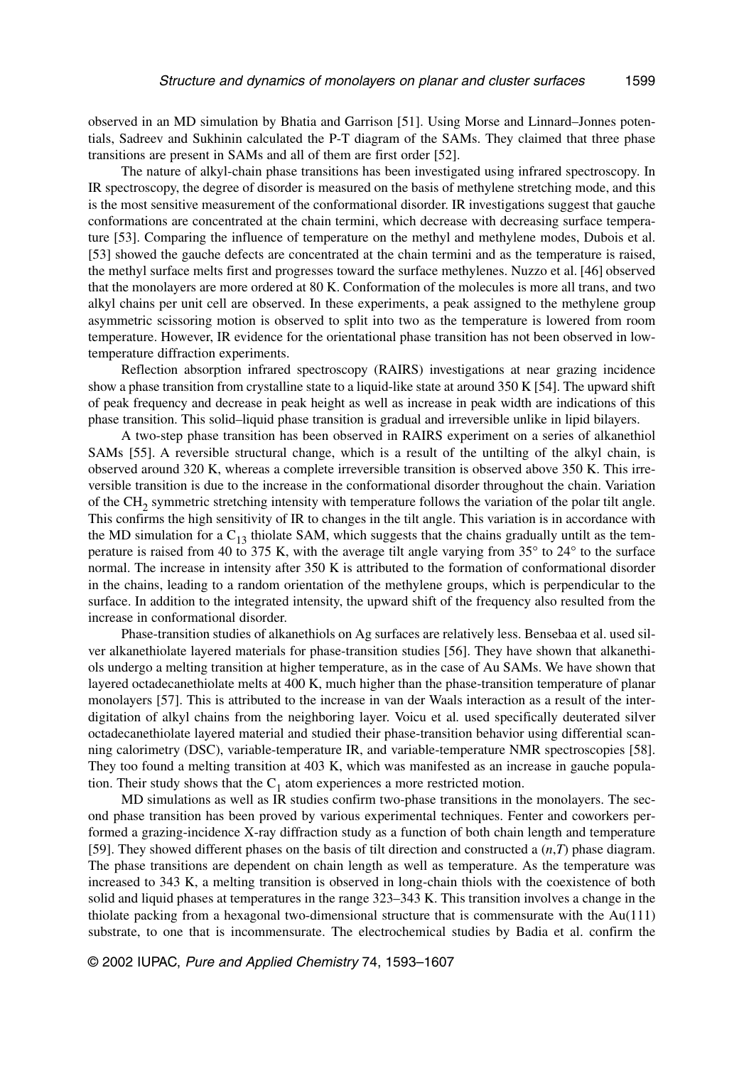observed in an MD simulation by Bhatia and Garrison [51]. Using Morse and Linnard–Jonnes potentials, Sadreev and Sukhinin calculated the P-T diagram of the SAMs. They claimed that three phase transitions are present in SAMs and all of them are first order [52].

The nature of alkyl-chain phase transitions has been investigated using infrared spectroscopy. In IR spectroscopy, the degree of disorder is measured on the basis of methylene stretching mode, and this is the most sensitive measurement of the conformational disorder. IR investigations suggest that gauche conformations are concentrated at the chain termini, which decrease with decreasing surface temperature [53]. Comparing the influence of temperature on the methyl and methylene modes, Dubois et al. [53] showed the gauche defects are concentrated at the chain termini and as the temperature is raised, the methyl surface melts first and progresses toward the surface methylenes. Nuzzo et al. [46] observed that the monolayers are more ordered at 80 K. Conformation of the molecules is more all trans, and two alkyl chains per unit cell are observed. In these experiments, a peak assigned to the methylene group asymmetric scissoring motion is observed to split into two as the temperature is lowered from room temperature. However, IR evidence for the orientational phase transition has not been observed in low-temperature diffraction experiments.

Reflection absorption infrared spectroscopy (RAIRS) investigations at near grazing incidence show a phase transition from crystalline state to a liquid-like state at around 350 K [54]. The upward shift of peak frequency and decrease in peak height as well as increase in peak width are indications of this phase transition. This solid–liquid phase transition is gradual and irreversible unlike in lipid bilayers.

A two-step phase transition has been observed in RAIRS experiment on a series of alkanethiol SAMs [55]. A reversible structural change, which is a result of the untilting of the alkyl chain, is observed around 320 K, whereas a complete irreversible transition is observed above 350 K. This irreversible transition is due to the increase in the conformational disorder throughout the chain. Variation of the $CH_2$ symmetric stretching intensity with temperature follows the variation of the polar tilt angle. This confirms the high sensitivity of IR to changes in the tilt angle. This variation is in accordance with the MD simulation for a $C_{13}$ thiolate SAM, which suggests that the chains gradually untilt as the temperature is raised from 40 to 375 K, with the average tilt angle varying from 35° to 24° to the surface normal. The increase in intensity after 350 K is attributed to the formation of conformational disorder in the chains, leading to a random orientation of the methylene groups, which is perpendicular to the surface. In addition to the integrated intensity, the upward shift of the frequency also resulted from the increase in conformational disorder.

Phase-transition studies of alkanethiols on Ag surfaces are relatively less. Bensebaa et al. used silver alkanethiolate layered materials for phase-transition studies [56]. They have shown that alkanethiols undergo a melting transition at higher temperature, as in the case of Au SAMs. We have shown that layered octadecanethiolate melts at 400 K, much higher than the phase-transition temperature of planar monolayers [57]. This is attributed to the increase in van der Waals interaction as a result of the interdigitation of alkyl chains from the neighboring layer. Voicu et al. used specifically deuterated silver octadecanethiolate layered material and studied their phase-transition behavior using differential scanning calorimetry (DSC), variable-temperature IR, and variable-temperature NMR spectroscopies [58]. They too found a melting transition at 403 K, which was manifested as an increase in gauche population. Their study shows that the $C_1$ atom experiences a more restricted motion.

MD simulations as well as IR studies confirm two-phase transitions in the monolayers. The second phase transition has been proved by various experimental techniques. Fenter and coworkers performed a grazing-incidence X-ray diffraction study as a function of both chain length and temperature [59]. They showed different phases on the basis of tilt direction and constructed a $(n,T)$ phase diagram. The phase transitions are dependent on chain length as well as temperature. As the temperature was increased to 343 K, a melting transition is observed in long-chain thiols with the coexistence of both solid and liquid phases at temperatures in the range 323–343 K. This transition involves a change in the thiolate packing from a hexagonal two-dimensional structure that is commensurate with the Au(111) substrate, to one that is incommensurate. The electrochemical studies by Badia et al. confirm the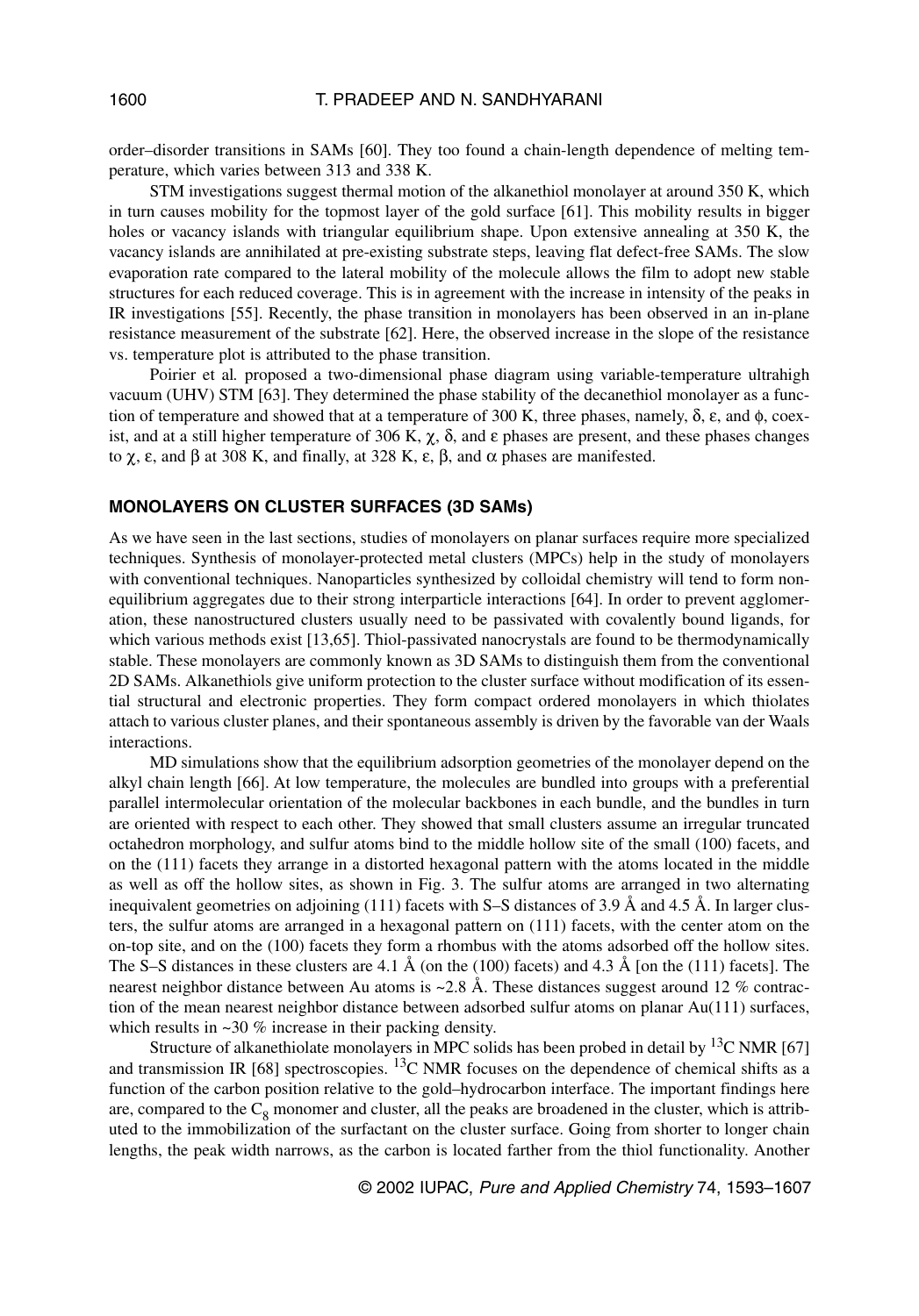order–disorder transitions in SAMs [60]. They too found a chain-length dependence of melting temperature, which varies between 313 and 338 K.

STM investigations suggest thermal motion of the alkanethiol monolayer at around 350 K, which in turn causes mobility for the topmost layer of the gold surface [61]. This mobility results in bigger holes or vacancy islands with triangular equilibrium shape. Upon extensive annealing at 350 K, the vacancy islands are annihilated at pre-existing substrate steps, leaving flat defect-free SAMs. The slow evaporation rate compared to the lateral mobility of the molecule allows the film to adopt new stable structures for each reduced coverage. This is in agreement with the increase in intensity of the peaks in IR investigations [55]. Recently, the phase transition in monolayers has been observed in an in-plane resistance measurement of the substrate [62]. Here, the observed increase in the slope of the resistance vs. temperature plot is attributed to the phase transition.

Poirier et al*.* proposed a two-dimensional phase diagram using variable-temperature ultrahigh vacuum (UHV) STM [63]. They determined the phase stability of the decanethiol monolayer as a function of temperature and showed that at a temperature of 300 K, three phases, namely, δ, ε, and ϕ, coexist, and at a still higher temperature of 306 K, χ, δ, and ε phases are present, and these phases changes to χ, ε, and β at 308 K, and finally, at 328 K, ε, β, and α phases are manifested.

## MONOLAYERS ON CLUSTER SURFACES (3D SAMs)

As we have seen in the last sections, studies of monolayers on planar surfaces require more specialized techniques. Synthesis of monolayer-protected metal clusters (MPCs) help in the study of monolayers with conventional techniques. Nanoparticles synthesized by colloidal chemistry will tend to form non-equilibrium aggregates due to their strong interparticle interactions [64]. In order to prevent agglomeration, these nanostructured clusters usually need to be passivated with covalently bound ligands, for which various methods exist [13,65]. Thiol-passivated nanocrystals are found to be thermodynamically stable. These monolayers are commonly known as 3D SAMs to distinguish them from the conventional 2D SAMs. Alkanethiols give uniform protection to the cluster surface without modification of its essential structural and electronic properties. They form compact ordered monolayers in which thiolates attach to various cluster planes, and their spontaneous assembly is driven by the favorable van der Waals interactions.

MD simulations show that the equilibrium adsorption geometries of the monolayer depend on the alkyl chain length [66]. At low temperature, the molecules are bundled into groups with a preferential parallel intermolecular orientation of the molecular backbones in each bundle, and the bundles in turn are oriented with respect to each other. They showed that small clusters assume an irregular truncated octahedron morphology, and sulfur atoms bind to the middle hollow site of the small (100) facets, and on the (111) facets they arrange in a distorted hexagonal pattern with the atoms located in the middle as well as off the hollow sites, as shown in Fig. 3. The sulfur atoms are arranged in two alternating inequivalent geometries on adjoining (111) facets with S–S distances of 3.9 Å and 4.5 Å. In larger clusters, the sulfur atoms are arranged in a hexagonal pattern on (111) facets, with the center atom on the on-top site, and on the (100) facets they form a rhombus with the atoms adsorbed off the hollow sites. The S–S distances in these clusters are 4.1 Å (on the (100) facets) and 4.3 Å [on the (111) facets]. The nearest neighbor distance between Au atoms is ~2.8 Å. These distances suggest around 12 % contraction of the mean nearest neighbor distance between adsorbed sulfur atoms on planar Au(111) surfaces, which results in ~30 % increase in their packing density.

Structure of alkanethiolate monolayers in MPC solids has been probed in detail by $^{13}C$ NMR [67] and transmission IR [68] spectroscopies. $^{13}C$ NMR focuses on the dependence of chemical shifts as a function of the carbon position relative to the gold–hydrocarbon interface. The important findings here are, compared to the $C_8$ monomer and cluster, all the peaks are broadened in the cluster, which is attributed to the immobilization of the surfactant on the cluster surface. Going from shorter to longer chain lengths, the peak width narrows, as the carbon is located farther from the thiol functionality. Another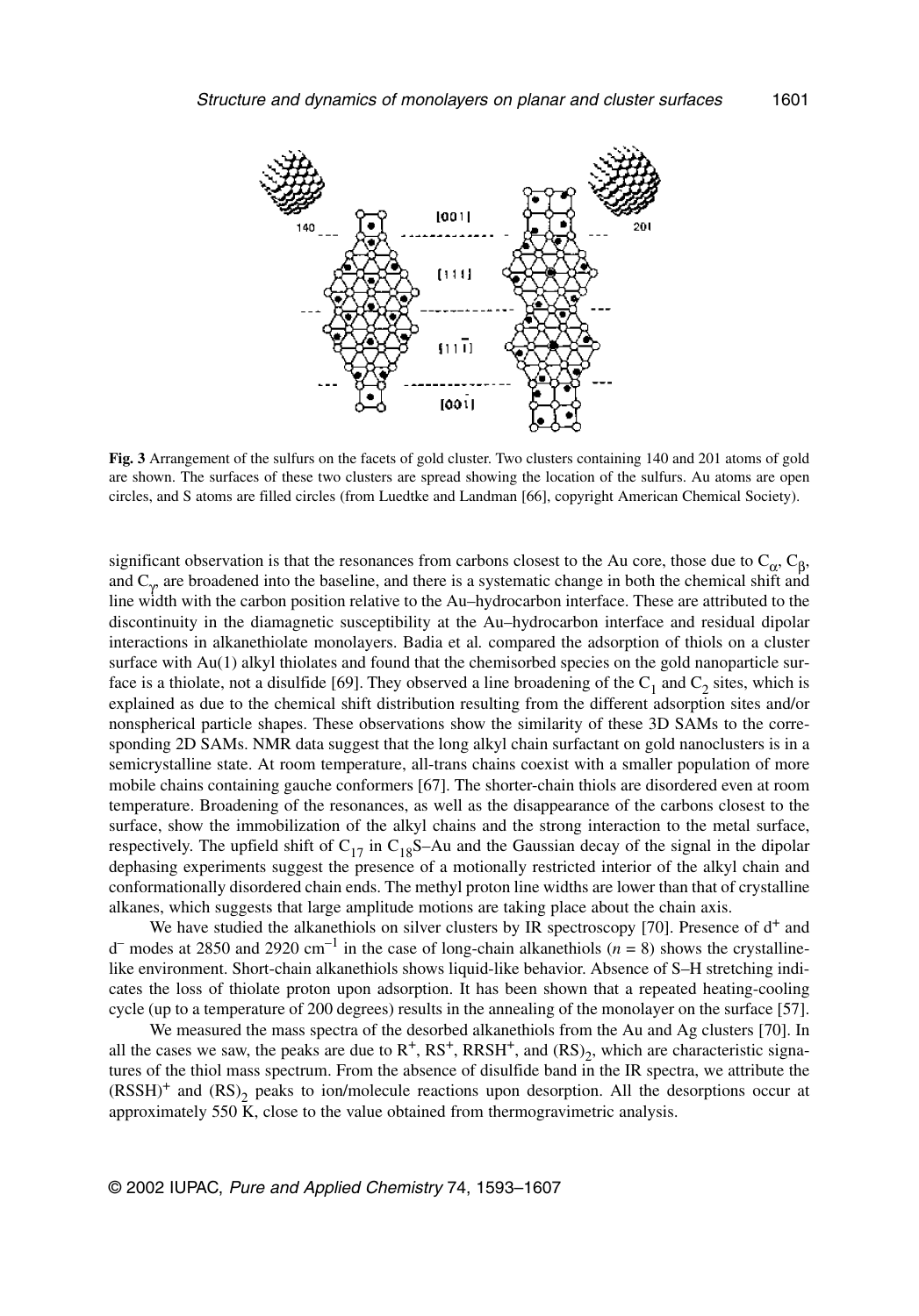**Fig. 3** Arrangement of the sulfurs on the facets of gold cluster. Two clusters containing 140 and 201 atoms of gold are shown. The surfaces of these two clusters are spread showing the location of the sulfurs. Au atoms are open circles, and S atoms are filled circles (from Luedtke and Landman [66], copyright American Chemical Society).

significant observation is that the resonances from carbons closest to the Au core, those due to $C_\alpha$, $C_\beta$, and $C_\gamma$, are broadened into the baseline, and there is a systematic change in both the chemical shift and line width with the carbon position relative to the Au–hydrocarbon interface. These are attributed to the discontinuity in the diamagnetic susceptibility at the Au–hydrocarbon interface and residual dipolar interactions in alkanethiolate monolayers. Badia et al. compared the adsorption of thiols on a cluster surface with Au(1) alkyl thiolates and found that the chemisorbed species on the gold nanoparticle surface is a thiolate, not a disulfide [69]. They observed a line broadening of the $C_1$ and $C_2$ sites, which is explained as due to the chemical shift distribution resulting from the different adsorption sites and/or nonspherical particle shapes. These observations show the similarity of these 3D SAMs to the corresponding 2D SAMs. NMR data suggest that the long alkyl chain surfactant on gold nanoclusters is in a semicrystalline state. At room temperature, all-trans chains coexist with a smaller population of more mobile chains containing gauche conformers [67]. The shorter-chain thiols are disordered even at room temperature. Broadening of the resonances, as well as the disappearance of the carbons closest to the surface, show the immobilization of the alkyl chains and the strong interaction to the metal surface, respectively. The upfield shift of $C_{17}$ in $C_{18}S$–Au and the Gaussian decay of the signal in the dipolar dephasing experiments suggest the presence of a motionally restricted interior of the alkyl chain and conformationally disordered chain ends. The methyl proton line widths are lower than that of crystalline alkanes, which suggests that large amplitude motions are taking place about the chain axis.

We have studied the alkanethiols on silver clusters by IR spectroscopy [70]. Presence of $d^+$ and $d^-$ modes at 2850 and 2920 $cm^{-1}$ in the case of long-chain alkanethiols ($n = 8$) shows the crystalline-like environment. Short-chain alkanethiols shows liquid-like behavior. Absence of S–H stretching indicates the loss of thiolate proton upon adsorption. It has been shown that a repeated heating-cooling cycle (up to a temperature of 200 degrees) results in the annealing of the monolayer on the surface [57].

We measured the mass spectra of the desorbed alkanethiols from the Au and Ag clusters [70]. In all the cases we saw, the peaks are due to $R^+$, $RS^+$, $RRSH^+$, and $(RS)_2$, which are characteristic signatures of the thiol mass spectrum. From the absence of disulfide band in the IR spectra, we attribute the $(RSSH)^+$ and $(RS)_2$ peaks to ion/molecule reactions upon desorption. All the desorptions occur at approximately 550 K, close to the value obtained from thermogravimetric analysis.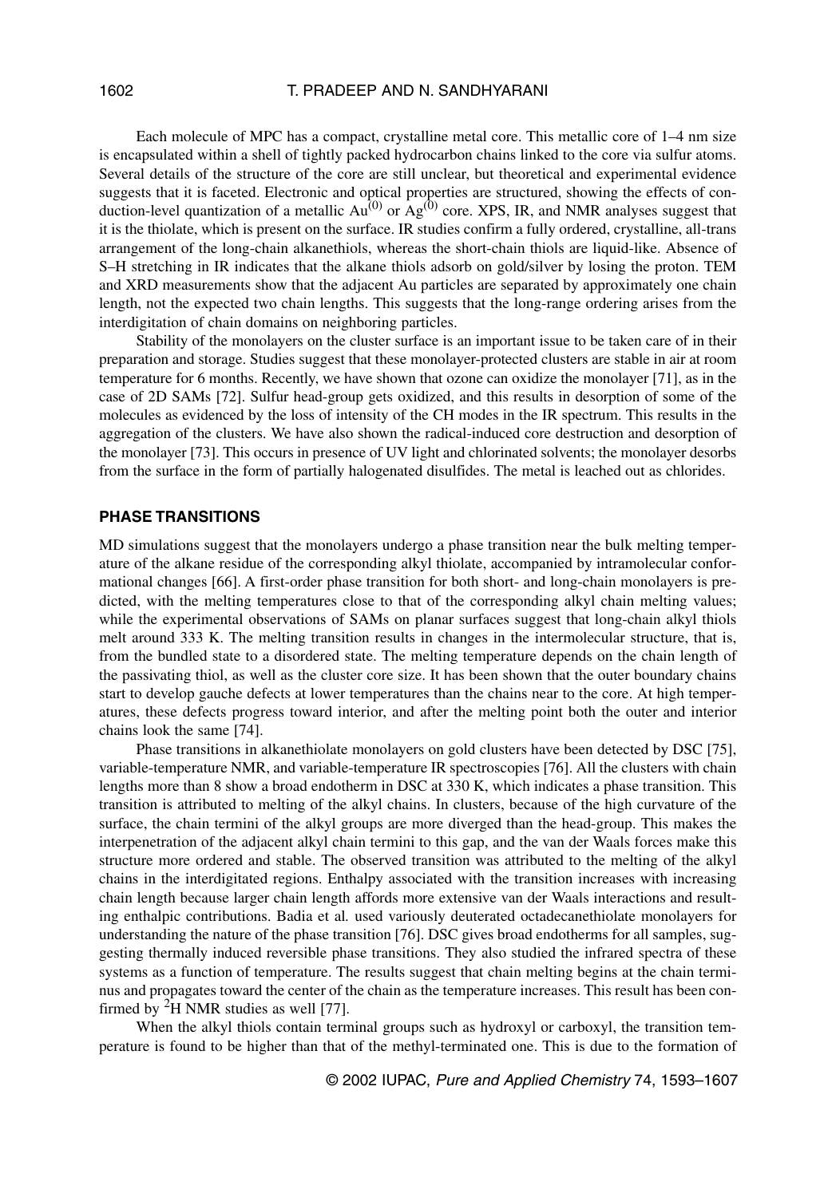Each molecule of MPC has a compact, crystalline metal core. This metallic core of 1–4 nm size is encapsulated within a shell of tightly packed hydrocarbon chains linked to the core via sulfur atoms. Several details of the structure of the core are still unclear, but theoretical and experimental evidence suggests that it is faceted. Electronic and optical properties are structured, showing the effects of conduction-level quantization of a metallic $Au^{(0)}$ or $Ag^{(0)}$ core. XPS, IR, and NMR analyses suggest that it is the thiolate, which is present on the surface. IR studies confirm a fully ordered, crystalline, all-trans arrangement of the long-chain alkanethiols, whereas the short-chain thiols are liquid-like. Absence of S–H stretching in IR indicates that the alkane thiols adsorb on gold/silver by losing the proton. TEM and XRD measurements show that the adjacent Au particles are separated by approximately one chain length, not the expected two chain lengths. This suggests that the long-range ordering arises from the interdigitation of chain domains on neighboring particles.

Stability of the monolayers on the cluster surface is an important issue to be taken care of in their preparation and storage. Studies suggest that these monolayer-protected clusters are stable in air at room temperature for 6 months. Recently, we have shown that ozone can oxidize the monolayer [71], as in the case of 2D SAMs [72]. Sulfur head-group gets oxidized, and this results in desorption of some of the molecules as evidenced by the loss of intensity of the CH modes in the IR spectrum. This results in the aggregation of the clusters. We have also shown the radical-induced core destruction and desorption of the monolayer [73]. This occurs in presence of UV light and chlorinated solvents; the monolayer desorbs from the surface in the form of partially halogenated disulfides. The metal is leached out as chlorides.

## PHASE TRANSITIONS

MD simulations suggest that the monolayers undergo a phase transition near the bulk melting temperature of the alkane residue of the corresponding alkyl thiolate, accompanied by intramolecular conformational changes [66]. A first-order phase transition for both short- and long-chain monolayers is predicted, with the melting temperatures close to that of the corresponding alkyl chain melting values; while the experimental observations of SAMs on planar surfaces suggest that long-chain alkyl thiols melt around 333 K. The melting transition results in changes in the intermolecular structure, that is, from the bundled state to a disordered state. The melting temperature depends on the chain length of the passivating thiol, as well as the cluster core size. It has been shown that the outer boundary chains start to develop gauche defects at lower temperatures than the chains near to the core. At high temperatures, these defects progress toward interior, and after the melting point both the outer and interior chains look the same [74].

Phase transitions in alkanethiolate monolayers on gold clusters have been detected by DSC [75], variable-temperature NMR, and variable-temperature IR spectroscopies [76]. All the clusters with chain lengths more than 8 show a broad endotherm in DSC at 330 K, which indicates a phase transition. This transition is attributed to melting of the alkyl chains. In clusters, because of the high curvature of the surface, the chain termini of the alkyl groups are more diverged than the head-group. This makes the interpenetration of the adjacent alkyl chain termini to this gap, and the van der Waals forces make this structure more ordered and stable. The observed transition was attributed to the melting of the alkyl chains in the interdigitated regions. Enthalpy associated with the transition increases with increasing chain length because larger chain length affords more extensive van der Waals interactions and resulting enthalpic contributions. Badia et al. used variously deuterated octadecanethiolate monolayers for understanding the nature of the phase transition [76]. DSC gives broad endotherms for all samples, suggesting thermally induced reversible phase transitions. They also studied the infrared spectra of these systems as a function of temperature. The results suggest that chain melting begins at the chain terminus and propagates toward the center of the chain as the temperature increases. This result has been confirmed by $^{2}H$ NMR studies as well [77].

When the alkyl thiols contain terminal groups such as hydroxyl or carboxyl, the transition temperature is found to be higher than that of the methyl-terminated one. This is due to the formation of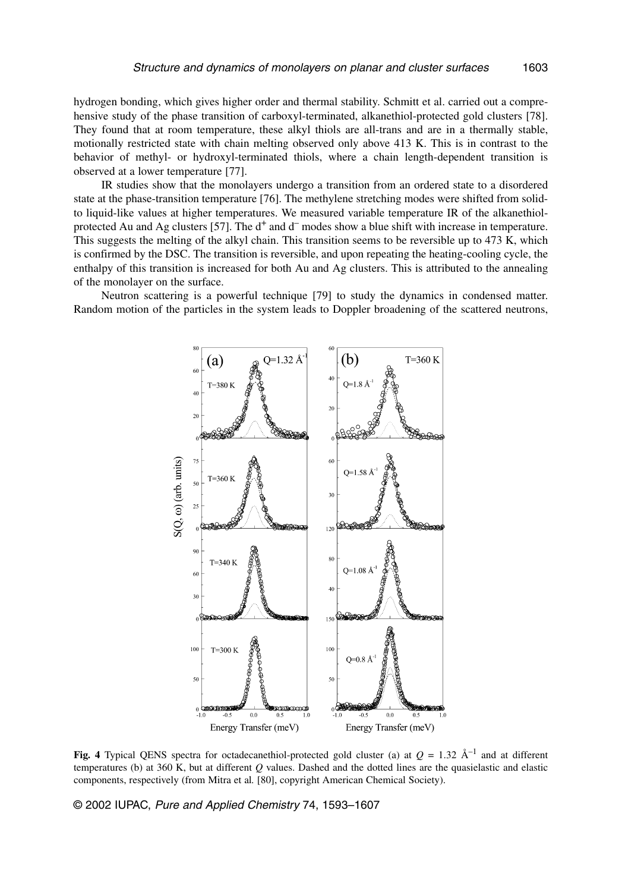hydrogen bonding, which gives higher order and thermal stability. Schmitt et al. carried out a comprehensive study of the phase transition of carboxyl-terminated, alkanethiol-protected gold clusters [78]. They found that at room temperature, these alkyl thiols are all-trans and are in a thermally stable, motionally restricted state with chain melting observed only above 413 K. This is in contrast to the behavior of methyl- or hydroxyl-terminated thiols, where a chain length-dependent transition is observed at a lower temperature [77].

IR studies show that the monolayers undergo a transition from an ordered state to a disordered state at the phase-transition temperature [76]. The methylene stretching modes were shifted from solid- to liquid-like values at higher temperatures. We measured variable temperature IR of the alkanethiol-protected Au and Ag clusters [57]. The $d^+$ and $d^-$ modes show a blue shift with increase in temperature. This suggests the melting of the alkyl chain. This transition seems to be reversible up to 473 K, which is confirmed by the DSC. The transition is reversible, and upon repeating the heating-cooling cycle, the enthalpy of this transition is increased for both Au and Ag clusters. This is attributed to the annealing of the monolayer on the surface.

Neutron scattering is a powerful technique [79] to study the dynamics in condensed matter. Random motion of the particles in the system leads to Doppler broadening of the scattered neutrons,

**Fig. 4** Typical QENS spectra for octadecanethiol-protected gold cluster (a) at $Q = 1.32$ Å$^{-1}$ and at different temperatures (b) at 360 K, but at different $Q$ values. Dashed and the dotted lines are the quasielastic and elastic components, respectively (from Mitra et al. [80], copyright American Chemical Society).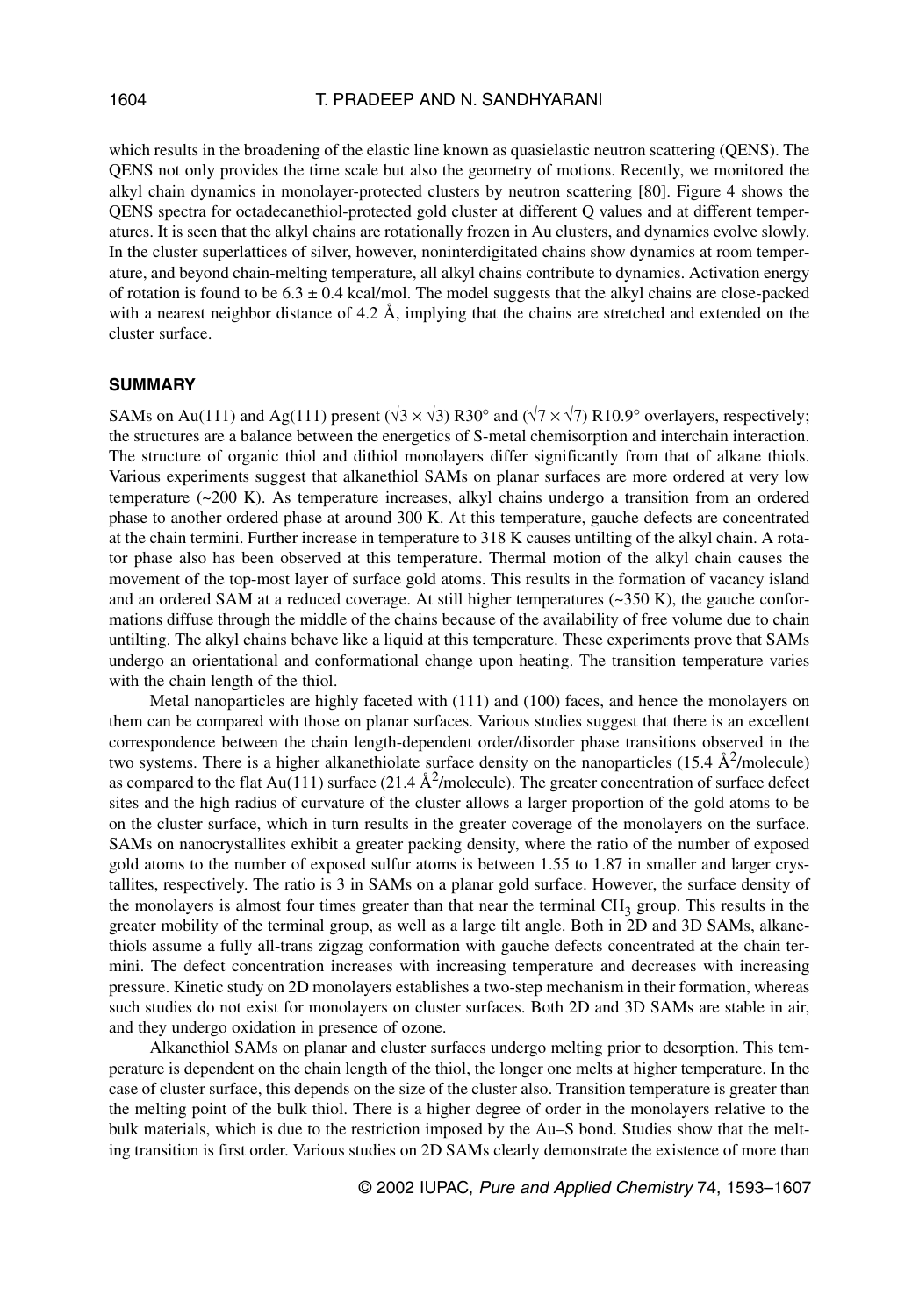which results in the broadening of the elastic line known as quasielastic neutron scattering (QENS). The QENS not only provides the time scale but also the geometry of motions. Recently, we monitored the alkyl chain dynamics in monolayer-protected clusters by neutron scattering [80]. Figure 4 shows the QENS spectra for octadecanethiol-protected gold cluster at different Q values and at different temperatures. It is seen that the alkyl chains are rotationally frozen in Au clusters, and dynamics evolve slowly. In the cluster superlattices of silver, however, noninterdigitated chains show dynamics at room temperature, and beyond chain-melting temperature, all alkyl chains contribute to dynamics. Activation energy of rotation is found to be $6.3 \pm 0.4$ kcal/mol. The model suggests that the alkyl chains are close-packed with a nearest neighbor distance of 4.2 Å, implying that the chains are stretched and extended on the cluster surface.

## SUMMARY

SAMs on Au(111) and Ag(111) present $(\sqrt{3} \times \sqrt{3})$ R30° and $(\sqrt{7} \times \sqrt{7})$ R10.9° overlayers, respectively; the structures are a balance between the energetics of S-metal chemisorption and interchain interaction. The structure of organic thiol and dithiol monolayers differ significantly from that of alkane thiols. Various experiments suggest that alkanethiol SAMs on planar surfaces are more ordered at very low temperature (~200 K). As temperature increases, alkyl chains undergo a transition from an ordered phase to another ordered phase at around 300 K. At this temperature, gauche defects are concentrated at the chain termini. Further increase in temperature to 318 K causes untilting of the alkyl chain. A rotator phase also has been observed at this temperature. Thermal motion of the alkyl chain causes the movement of the top-most layer of surface gold atoms. This results in the formation of vacancy island and an ordered SAM at a reduced coverage. At still higher temperatures (~350 K), the gauche conformations diffuse through the middle of the chains because of the availability of free volume due to chain untilting. The alkyl chains behave like a liquid at this temperature. These experiments prove that SAMs undergo an orientational and conformational change upon heating. The transition temperature varies with the chain length of the thiol.

Metal nanoparticles are highly faceted with (111) and (100) faces, and hence the monolayers on them can be compared with those on planar surfaces. Various studies suggest that there is an excellent correspondence between the chain length-dependent order/disorder phase transitions observed in the two systems. There is a higher alkanethiolate surface density on the nanoparticles (15.4 $Å^2$/molecule) as compared to the flat Au(111) surface (21.4 $Å^2$/molecule). The greater concentration of surface defect sites and the high radius of curvature of the cluster allows a larger proportion of the gold atoms to be on the cluster surface, which in turn results in the greater coverage of the monolayers on the surface. SAMs on nanocrystallites exhibit a greater packing density, where the ratio of the number of exposed gold atoms to the number of exposed sulfur atoms is between 1.55 to 1.87 in smaller and larger crystallites, respectively. The ratio is 3 in SAMs on a planar gold surface. However, the surface density of the monolayers is almost four times greater than that near the terminal $CH_3$ group. This results in the greater mobility of the terminal group, as well as a large tilt angle. Both in 2D and 3D SAMs, alkanethiols assume a fully all-trans zigzag conformation with gauche defects concentrated at the chain termini. The defect concentration increases with increasing temperature and decreases with increasing pressure. Kinetic study on 2D monolayers establishes a two-step mechanism in their formation, whereas such studies do not exist for monolayers on cluster surfaces. Both 2D and 3D SAMs are stable in air, and they undergo oxidation in presence of ozone.

Alkanethiol SAMs on planar and cluster surfaces undergo melting prior to desorption. This temperature is dependent on the chain length of the thiol, the longer one melts at higher temperature. In the case of cluster surface, this depends on the size of the cluster also. Transition temperature is greater than the melting point of the bulk thiol. There is a higher degree of order in the monolayers relative to the bulk materials, which is due to the restriction imposed by the Au–S bond. Studies show that the melting transition is first order. Various studies on 2D SAMs clearly demonstrate the existence of more than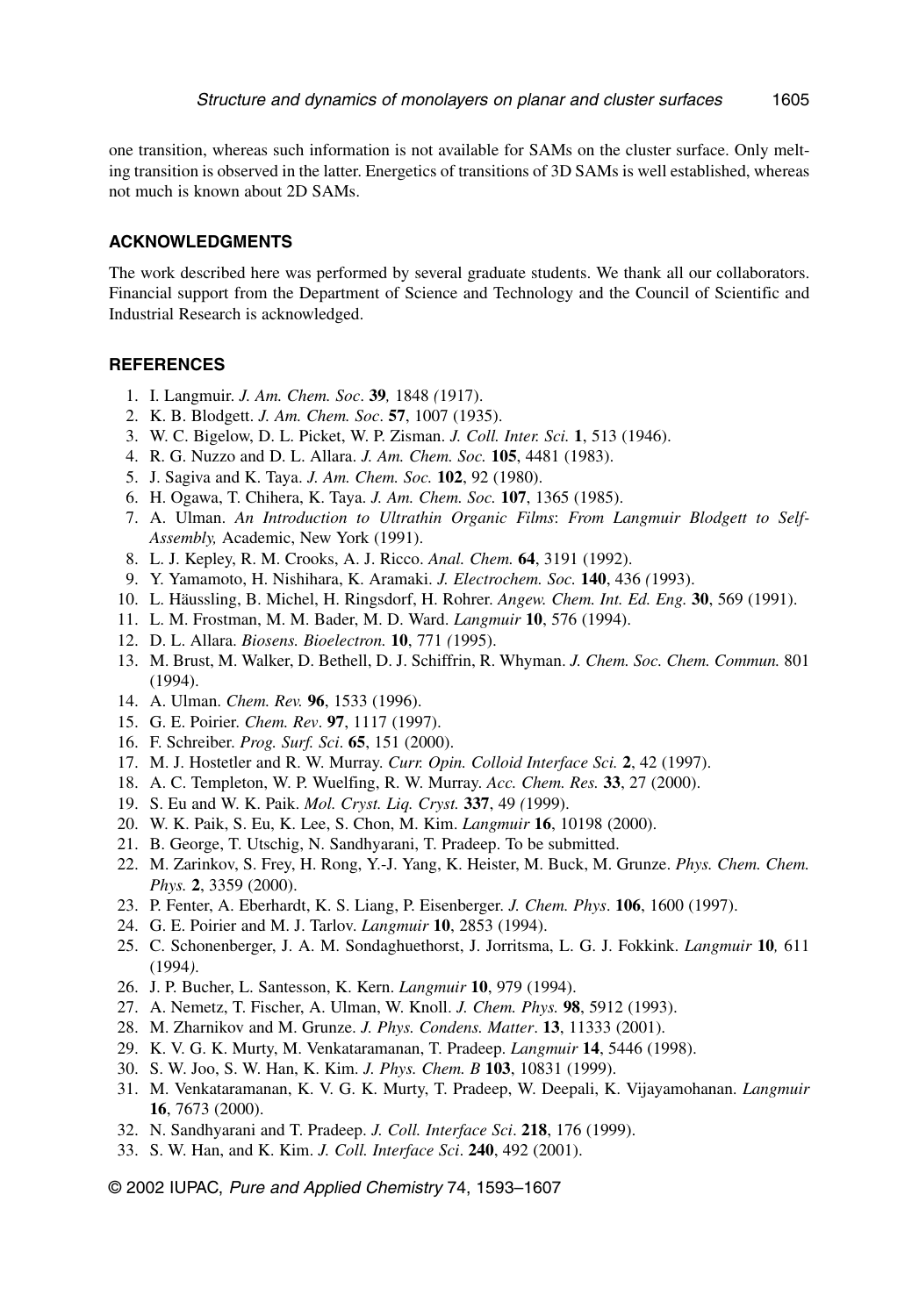one transition, whereas such information is not available for SAMs on the cluster surface. Only melting transition is observed in the latter. Energetics of transitions of 3D SAMs is well established, whereas not much is known about 2D SAMs.

## ACKNOWLEDGMENTS

The work described here was performed by several graduate students. We thank all our collaborators. Financial support from the Department of Science and Technology and the Council of Scientific and Industrial Research is acknowledged.

## REFERENCES

1. I. Langmuir. *J. Am. Chem. Soc*. **39**, 1848 (1917).
2. K. B. Blodgett. *J. Am. Chem. Soc*. **57**, 1007 (1935).
3. W. C. Bigelow, D. L. Picket, W. P. Zisman. *J. Coll. Inter. Sci.* **1**, 513 (1946).
4. R. G. Nuzzo and D. L. Allara. *J. Am. Chem. Soc.* **105**, 4481 (1983).
5. J. Sagiva and K. Taya. *J. Am. Chem. Soc.* **102**, 92 (1980).
6. H. Ogawa, T. Chihera, K. Taya. *J. Am. Chem. Soc.* **107**, 1365 (1985).
7. A. Ulman. *An Introduction to Ultrathin Organic Films*: *From Langmuir Blodgett to Self-Assembly,* Academic, New York (1991).
8. L. J. Kepley, R. M. Crooks, A. J. Ricco. *Anal. Chem.* **64**, 3191 (1992).
9. Y. Yamamoto, H. Nishihara, K. Aramaki. *J. Electrochem. Soc.* **140**, 436 (1993).
10. L. Häussling, B. Michel, H. Ringsdorf, H. Rohrer. *Angew. Chem. Int. Ed. Eng.* **30**, 569 (1991).
11. L. M. Frostman, M. M. Bader, M. D. Ward. *Langmuir* **10**, 576 (1994).
12. D. L. Allara. *Biosens. Bioelectron.* **10**, 771 (1995).
13. M. Brust, M. Walker, D. Bethell, D. J. Schiffrin, R. Whyman. *J. Chem. Soc. Chem. Commun.* 801 (1994).
14. A. Ulman. *Chem. Rev.* **96**, 1533 (1996).
15. G. E. Poirier. *Chem. Rev*. **97**, 1117 (1997).
16. F. Schreiber. *Prog. Surf. Sci*. **65**, 151 (2000).
17. M. J. Hostetler and R. W. Murray. *Curr. Opin. Colloid Interface Sci.* **2**, 42 (1997).
18. A. C. Templeton, W. P. Wuelfing, R. W. Murray. *Acc. Chem. Res.* **33**, 27 (2000).
19. S. Eu and W. K. Paik. *Mol. Cryst. Liq. Cryst.* **337**, 49 (1999).
20. W. K. Paik, S. Eu, K. Lee, S. Chon, M. Kim. *Langmuir* **16**, 10198 (2000).
21. B. George, T. Utschig, N. Sandhyarani, T. Pradeep. To be submitted.
22. M. Zarinkov, S. Frey, H. Rong, Y.-J. Yang, K. Heister, M. Buck, M. Grunze. *Phys. Chem. Chem. Phys.* **2**, 3359 (2000).
23. P. Fenter, A. Eberhardt, K. S. Liang, P. Eisenberger. *J. Chem. Phys*. **106**, 1600 (1997).
24. G. E. Poirier and M. J. Tarlov. *Langmuir* **10**, 2853 (1994).
25. C. Schonenberger, J. A. M. Sondaghuethorst, J. Jorritsma, L. G. J. Fokkink. *Langmuir* **10**, 611 (1994).
26. J. P. Bucher, L. Santesson, K. Kern. *Langmuir* **10**, 979 (1994).
27. A. Nemetz, T. Fischer, A. Ulman, W. Knoll. *J. Chem. Phys.* **98**, 5912 (1993).
28. M. Zharnikov and M. Grunze. *J. Phys. Condens. Matter*. **13**, 11333 (2001).
29. K. V. G. K. Murty, M. Venkataramanan, T. Pradeep. *Langmuir* **14**, 5446 (1998).
30. S. W. Joo, S. W. Han, K. Kim. *J. Phys. Chem. B* **103**, 10831 (1999).
31. M. Venkataramanan, K. V. G. K. Murty, T. Pradeep, W. Deepali, K. Vijayamohanan. *Langmuir* **16**, 7673 (2000).
32. N. Sandhyarani and T. Pradeep. *J. Coll. Interface Sci*. **218**, 176 (1999).
33. S. W. Han, and K. Kim. *J. Coll. Interface Sci*. **240**, 492 (2001).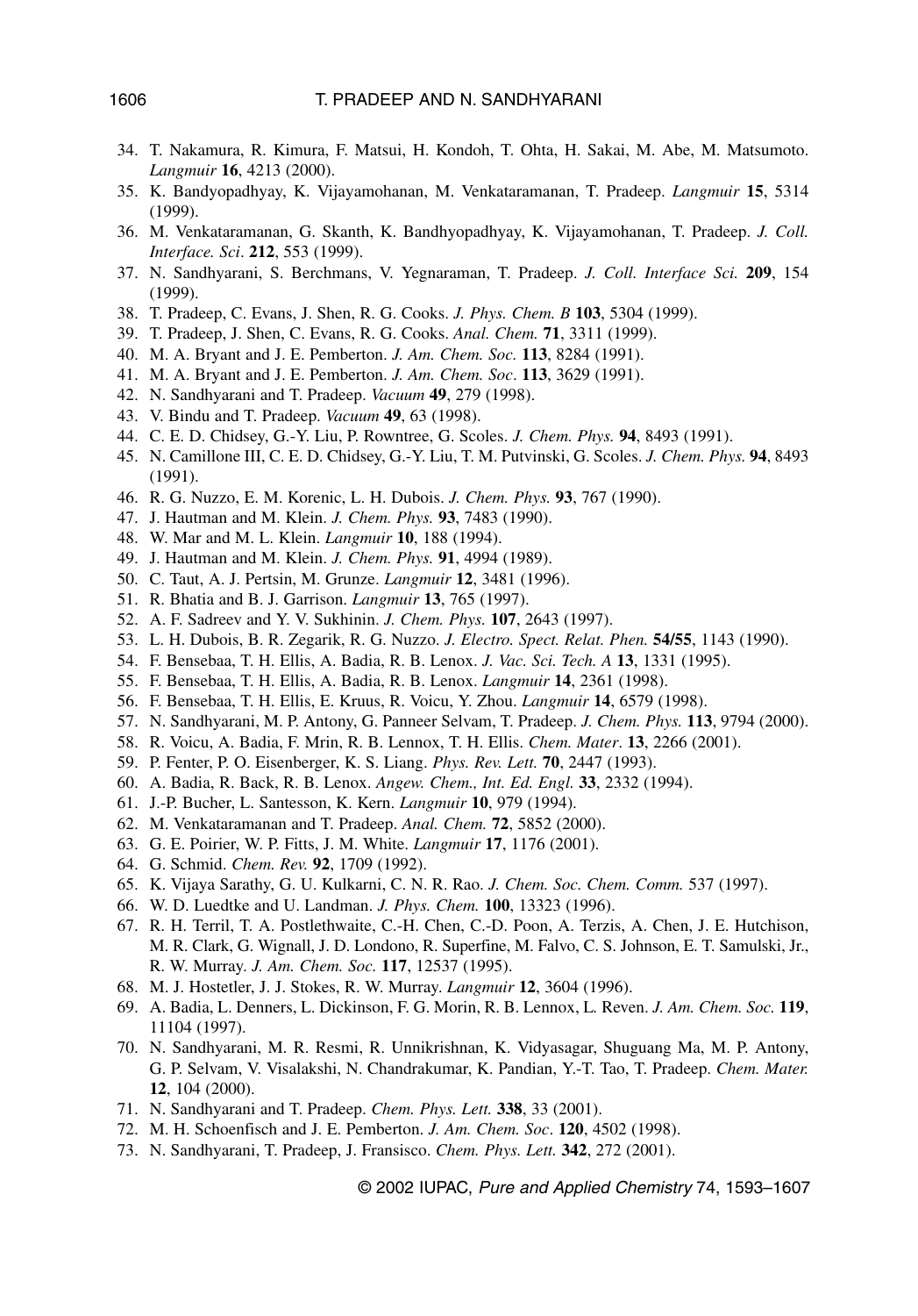34. T. Nakamura, R. Kimura, F. Matsui, H. Kondoh, T. Ohta, H. Sakai, M. Abe, M. Matsumoto. *Langmuir* **16**, 4213 (2000).
35. K. Bandyopadhyay, K. Vijayamohanan, M. Venkataramanan, T. Pradeep. *Langmuir* **15**, 5314 (1999).
36. M. Venkataramanan, G. Skanth, K. Bandhyopadhyay, K. Vijayamohanan, T. Pradeep. *J. Coll. Interface. Sci*. **212**, 553 (1999).
37. N. Sandhyarani, S. Berchmans, V. Yegnaraman, T. Pradeep. *J. Coll. Interface Sci.* **209**, 154 (1999).
38. T. Pradeep, C. Evans, J. Shen, R. G. Cooks. *J. Phys. Chem. B* **103**, 5304 (1999).
39. T. Pradeep, J. Shen, C. Evans, R. G. Cooks. *Anal. Chem.* **71**, 3311 (1999).
40. M. A. Bryant and J. E. Pemberton. *J. Am. Chem. Soc.* **113**, 8284 (1991).
41. M. A. Bryant and J. E. Pemberton. *J. Am. Chem. Soc*. **113**, 3629 (1991).
42. N. Sandhyarani and T. Pradeep. *Vacuum* **49**, 279 (1998).
43. V. Bindu and T. Pradeep. *Vacuum* **49**, 63 (1998).
44. C. E. D. Chidsey, G.-Y. Liu, P. Rowntree, G. Scoles. *J. Chem. Phys.* **94**, 8493 (1991).
45. N. Camillone III, C. E. D. Chidsey, G.-Y. Liu, T. M. Putvinski, G. Scoles. *J. Chem. Phys.* **94**, 8493 (1991).
46. R. G. Nuzzo, E. M. Korenic, L. H. Dubois. *J. Chem. Phys.* **93**, 767 (1990).
47. J. Hautman and M. Klein. *J. Chem. Phys.* **93**, 7483 (1990).
48. W. Mar and M. L. Klein. *Langmuir* **10**, 188 (1994).
49. J. Hautman and M. Klein. *J. Chem. Phys.* **91**, 4994 (1989).
50. C. Taut, A. J. Pertsin, M. Grunze. *Langmuir* **12**, 3481 (1996).
51. R. Bhatia and B. J. Garrison. *Langmuir* **13**, 765 (1997).
52. A. F. Sadreev and Y. V. Sukhinin. *J. Chem. Phys.* **107**, 2643 (1997).
53. L. H. Dubois, B. R. Zegarik, R. G. Nuzzo. *J. Electro. Spect. Relat. Phen.* **54/55**, 1143 (1990).
54. F. Bensebaa, T. H. Ellis, A. Badia, R. B. Lenox. *J. Vac. Sci. Tech. A* **13**, 1331 (1995).
55. F. Bensebaa, T. H. Ellis, A. Badia, R. B. Lenox. *Langmuir* **14**, 2361 (1998).
56. F. Bensebaa, T. H. Ellis, E. Kruus, R. Voicu, Y. Zhou. *Langmuir* **14**, 6579 (1998).
57. N. Sandhyarani, M. P. Antony, G. Panneer Selvam, T. Pradeep. *J. Chem. Phys.* **113**, 9794 (2000).
58. R. Voicu, A. Badia, F. Mrin, R. B. Lennox, T. H. Ellis. *Chem. Mater*. **13**, 2266 (2001).
59. P. Fenter, P. O. Eisenberger, K. S. Liang. *Phys. Rev. Lett.* **70**, 2447 (1993).
60. A. Badia, R. Back, R. B. Lenox. *Angew. Chem., Int. Ed. Engl.* **33**, 2332 (1994).
61. J.-P. Bucher, L. Santesson, K. Kern. *Langmuir* **10**, 979 (1994).
62. M. Venkataramanan and T. Pradeep. *Anal. Chem.* **72**, 5852 (2000).
63. G. E. Poirier, W. P. Fitts, J. M. White. *Langmuir* **17**, 1176 (2001).
64. G. Schmid. *Chem. Rev.* **92**, 1709 (1992).
65. K. Vijaya Sarathy, G. U. Kulkarni, C. N. R. Rao. *J. Chem. Soc. Chem. Comm.* 537 (1997).
66. W. D. Luedtke and U. Landman. *J. Phys. Chem.* **100**, 13323 (1996).
67. R. H. Terril, T. A. Postlethwaite, C.-H. Chen, C.-D. Poon, A. Terzis, A. Chen, J. E. Hutchison, M. R. Clark, G. Wignall, J. D. Londono, R. Superfine, M. Falvo, C. S. Johnson, E. T. Samulski, Jr., R. W. Murray. *J. Am. Chem. Soc.* **117**, 12537 (1995).
68. M. J. Hostetler, J. J. Stokes, R. W. Murray. *Langmuir* **12**, 3604 (1996).
69. A. Badia, L. Denners, L. Dickinson, F. G. Morin, R. B. Lennox, L. Reven. *J. Am. Chem. Soc.* **119**, 11104 (1997).
70. N. Sandhyarani, M. R. Resmi, R. Unnikrishnan, K. Vidyasagar, Shuguang Ma, M. P. Antony, G. P. Selvam, V. Visalakshi, N. Chandrakumar, K. Pandian, Y.-T. Tao, T. Pradeep. *Chem. Mater.* **12**, 104 (2000).
71. N. Sandhyarani and T. Pradeep. *Chem. Phys. Lett.* **338**, 33 (2001).
72. M. H. Schoenfisch and J. E. Pemberton. *J. Am. Chem. Soc*. **120**, 4502 (1998).
73. N. Sandhyarani, T. Pradeep, J. Fransisco. *Chem. Phys. Lett.* **342**, 272 (2001).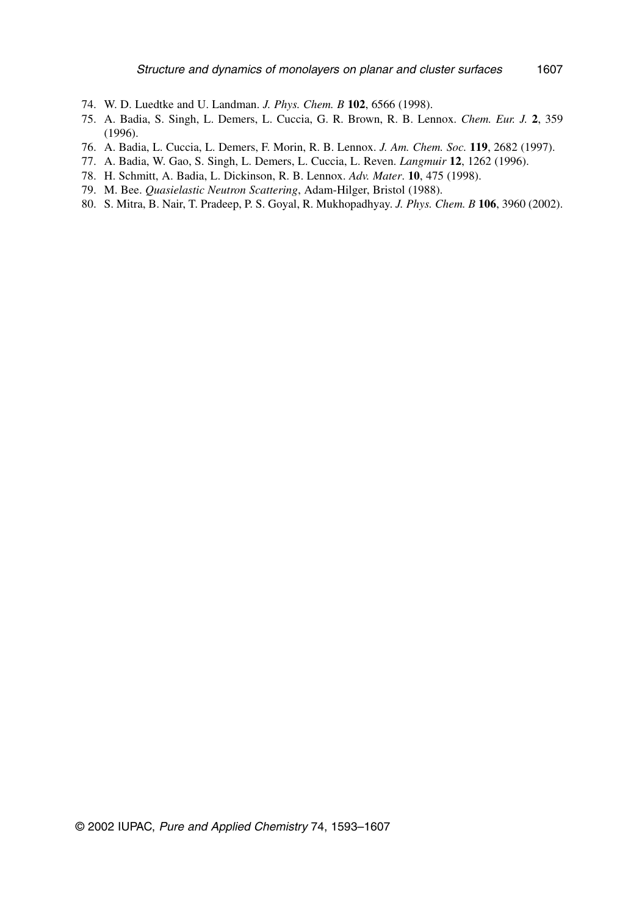74. W. D. Luedtke and U. Landman. *J. Phys. Chem. B* **102**, 6566 (1998).
75. A. Badia, S. Singh, L. Demers, L. Cuccia, G. R. Brown, R. B. Lennox. *Chem. Eur. J.* **2**, 359 (1996).
76. A. Badia, L. Cuccia, L. Demers, F. Morin, R. B. Lennox. *J. Am. Chem. Soc.* **119**, 2682 (1997).
77. A. Badia, W. Gao, S. Singh, L. Demers, L. Cuccia, L. Reven. *Langmuir* **12**, 1262 (1996).
78. H. Schmitt, A. Badia, L. Dickinson, R. B. Lennox. *Adv. Mater*. **10**, 475 (1998).
79. M. Bee. *Quasielastic Neutron Scattering*, Adam-Hilger, Bristol (1988).
80. S. Mitra, B. Nair, T. Pradeep, P. S. Goyal, R. Mukhopadhyay. *J. Phys. Chem. B* **106**, 3960 (2002).